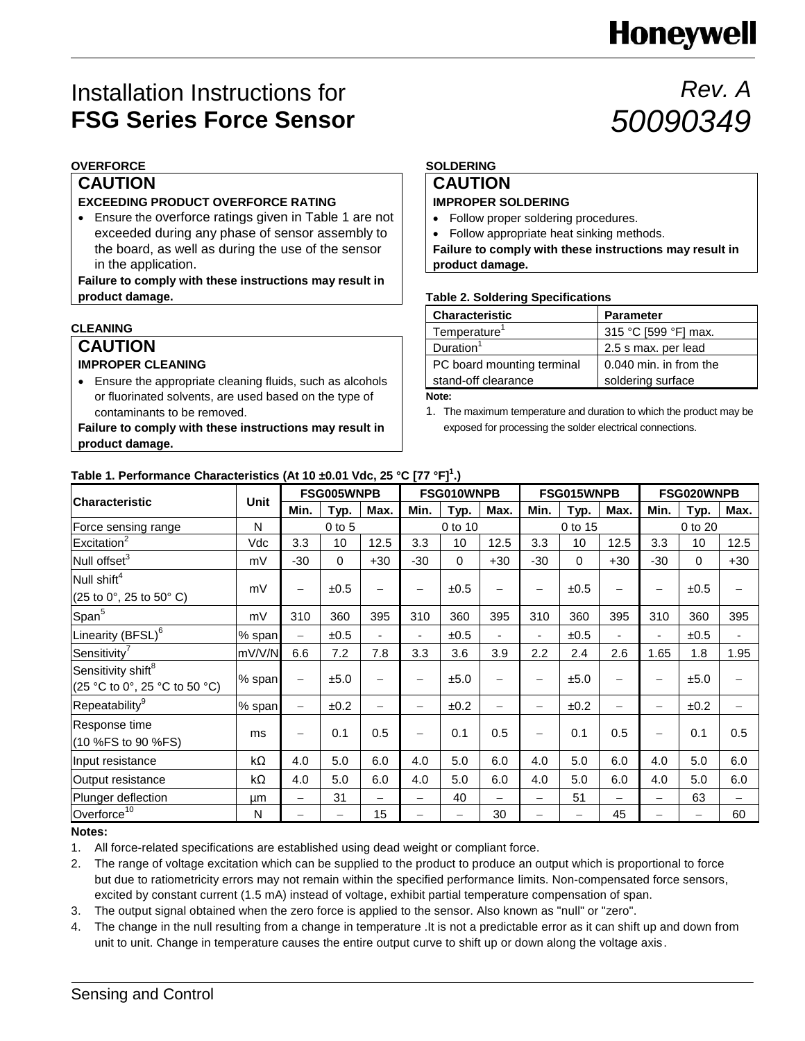# Installation Instructions for **FSG Series Force Sensor**

*Rev. A*
*50090349*

**OVERFORCE**

## CAUTION

**EXCEEDING PRODUCT OVERFORCE RATING**

- Ensure the overforce ratings given in Table 1 are not exceeded during any phase of sensor assembly to the board, as well as during the use of the sensor in the application.

**Failure to comply with these instructions may result in product damage.**

**CLEANING**

## CAUTION

**IMPROPER CLEANING**

- Ensure the appropriate cleaning fluids, such as alcohols or fluorinated solvents, are used based on the type of contaminants to be removed.

**Failure to comply with these instructions may result in product damage.**

**SOLDERING**

## CAUTION

**IMPROPER SOLDERING**

- Follow proper soldering procedures.
- Follow appropriate heat sinking methods.

**Failure to comply with these instructions may result in product damage.**

**Table 2. Soldering Specifications**

| Characteristic | Parameter |
|---|---|
| Temperature[1] | 315 °C [599 °F] max. |
| Duration[1] | 2.5 s max. per lead |
| PC board mounting terminal stand-off clearance | 0.040 min. in from the soldering surface |

**Note:**

1. The maximum temperature and duration to which the product may be exposed for processing the solder electrical connections.

**Table 1. Performance Characteristics (At 10 ±0.01 Vdc, 25 °C [77 °F][1].)**

| Characteristic | Unit | FSG005WNPB | | | FSG010WNPB | | | FSG015WNPB | | | FSG020WNPB | | |
|---|---|---|---|---|---|---|---|---|---|---|---|---|---|
| | | Min. | Typ. | Max. | Min. | Typ. | Max. | Min. | Typ. | Max. | Min. | Typ. | Max. |
| Force sensing range | N | | 0 to 5 | | | 0 to 10 | | | 0 to 15 | | | 0 to 20 | |
| Excitation[2] | Vdc | 3.3 | 10 | 12.5 | 3.3 | 10 | 12.5 | 3.3 | 10 | 12.5 | 3.3 | 10 | 12.5 |
| Null offset[3] | mV | -30 | 0 | +30 | -30 | 0 | +30 | -30 | 0 | +30 | -30 | 0 | +30 |
| Null shift[4] (25 to 0°, 25 to 50° C) | mV | – | ±0.5 | – | – | ±0.5 | – | – | ±0.5 | – | – | ±0.5 | – |
| Span[5] | mV | 310 | 360 | 395 | 310 | 360 | 395 | 310 | 360 | 395 | 310 | 360 | 395 |
| Linearity (BFSL)[6] | % span | – | ±0.5 | - | - | ±0.5 | - | - | ±0.5 | - | - | ±0.5 | - |
| Sensitivity[7] | mV/V/N | 6.6 | 7.2 | 7.8 | 3.3 | 3.6 | 3.9 | 2.2 | 2.4 | 2.6 | 1.65 | 1.8 | 1.95 |
| Sensitivity shift[8] (25 °C to 0°, 25 °C to 50 °C) | % span | – | ±5.0 | – | – | ±5.0 | – | – | ±5.0 | – | – | ±5.0 | – |
| Repeatability[9] | % span | – | ±0.2 | – | – | ±0.2 | – | – | ±0.2 | – | – | ±0.2 | – |
| Response time (10 %FS to 90 %FS) | ms | – | 0.1 | 0.5 | – | 0.1 | 0.5 | – | 0.1 | 0.5 | – | 0.1 | 0.5 |
| Input resistance | kΩ | 4.0 | 5.0 | 6.0 | 4.0 | 5.0 | 6.0 | 4.0 | 5.0 | 6.0 | 4.0 | 5.0 | 6.0 |
| Output resistance | kΩ | 4.0 | 5.0 | 6.0 | 4.0 | 5.0 | 6.0 | 4.0 | 5.0 | 6.0 | 4.0 | 5.0 | 6.0 |
| Plunger deflection | µm | – | 31 | – | – | 40 | – | – | 51 | – | – | 63 | – |
| Overforce[10] | N | – | – | 15 | – | – | 30 | – | – | 45 | – | – | 60 |

**Notes:**

1. All force-related specifications are established using dead weight or compliant force.
2. The range of voltage excitation which can be supplied to the product to produce an output which is proportional to force but due to ratiometricity errors may not remain within the specified performance limits. Non-compensated force sensors, excited by constant current (1.5 mA) instead of voltage, exhibit partial temperature compensation of span.
3. The output signal obtained when the zero force is applied to the sensor. Also known as "null" or "zero".
4. The change in the null resulting from a change in temperature .It is not a predictable error as it can shift up and down from unit to unit. Change in temperature causes the entire output curve to shift up or down along the voltage axis.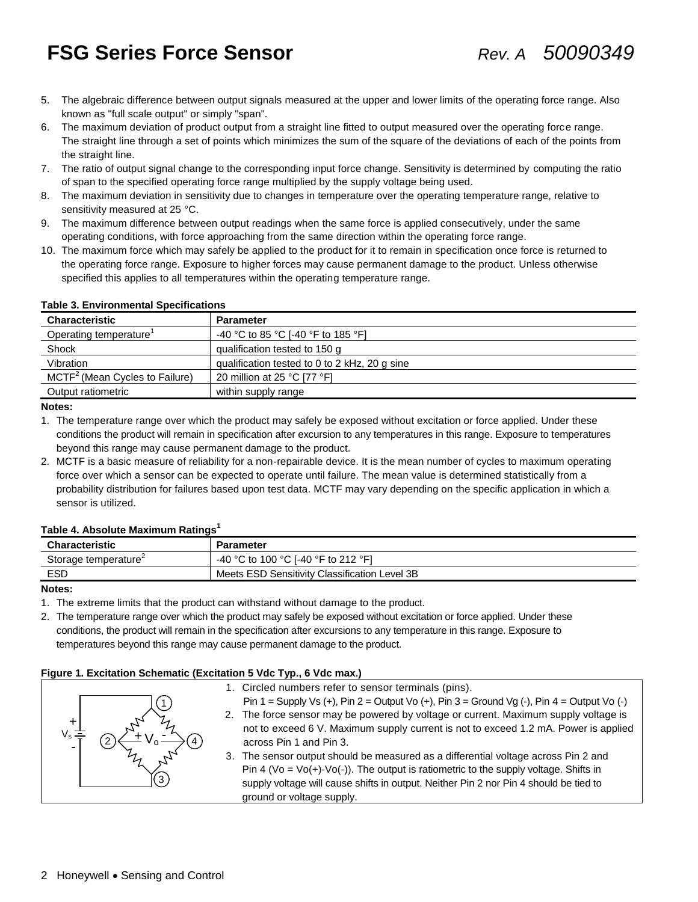5. The algebraic difference between output signals measured at the upper and lower limits of the operating force range. Also known as "full scale output" or simply "span".
6. The maximum deviation of product output from a straight line fitted to output measured over the operating force range. The straight line through a set of points which minimizes the sum of the square of the deviations of each of the points from the straight line.
7. The ratio of output signal change to the corresponding input force change. Sensitivity is determined by computing the ratio of span to the specified operating force range multiplied by the supply voltage being used.
8. The maximum deviation in sensitivity due to changes in temperature over the operating temperature range, relative to sensitivity measured at 25 °C.
9. The maximum difference between output readings when the same force is applied consecutively, under the same operating conditions, with force approaching from the same direction within the operating force range.
10. The maximum force which may safely be applied to the product for it to remain in specification once force is returned to the operating force range. Exposure to higher forces may cause permanent damage to the product. Unless otherwise specified this applies to all temperatures within the operating temperature range.

**Table 3. Environmental Specifications**

| Characteristic | Parameter |
|---|---|
| Operating temperature[1] | -40 °C to 85 °C [-40 °F to 185 °F] |
| Shock | qualification tested to 150 g |
| Vibration | qualification tested to 0 to 2 kHz, 20 g sine |
| MCTF[2] (Mean Cycles to Failure) | 20 million at 25 °C [77 °F] |
| Output ratiometric | within supply range |

**Notes:**

1. The temperature range over which the product may safely be exposed without excitation or force applied. Under these conditions the product will remain in specification after excursion to any temperatures in this range. Exposure to temperatures beyond this range may cause permanent damage to the product.
2. MCTF is a basic measure of reliability for a non-repairable device. It is the mean number of cycles to maximum operating force over which a sensor can be expected to operate until failure. The mean value is determined statistically from a probability distribution for failures based upon test data. MCTF may vary depending on the specific application in which a sensor is utilized.

**Table 4. Absolute Maximum Ratings[1]**

| Characteristic | Parameter |
|---|---|
| Storage temperature[2] | -40 °C to 100 °C [-40 °F to 212 °F] |
| ESD | Meets ESD Sensitivity Classification Level 3B |

**Notes:**

1. The extreme limits that the product can withstand without damage to the product.
2. The temperature range over which the product may safely be exposed without excitation or force applied. Under these conditions, the product will remain in the specification after excursions to any temperature in this range. Exposure to temperatures beyond this range may cause permanent damage to the product.

**Figure 1. Excitation Schematic (Excitation 5 Vdc Typ., 6 Vdc max.)**

1. Circled numbers refer to sensor terminals (pins).
   Pin 1 = Supply Vs (+), Pin 2 = Output Vo (+), Pin 3 = Ground Vg (-), Pin 4 = Output Vo (-)
2. The force sensor may be powered by voltage or current. Maximum supply voltage is not to exceed 6 V. Maximum supply current is not to exceed 1.2 mA. Power is applied across Pin 1 and Pin 3.
3. The sensor output should be measured as a differential voltage across Pin 2 and Pin 4 (Vo = Vo(+)-Vo(-)). The output is ratiometric to the supply voltage. Shifts in supply voltage will cause shifts in output. Neither Pin 2 nor Pin 4 should be tied to ground or voltage supply.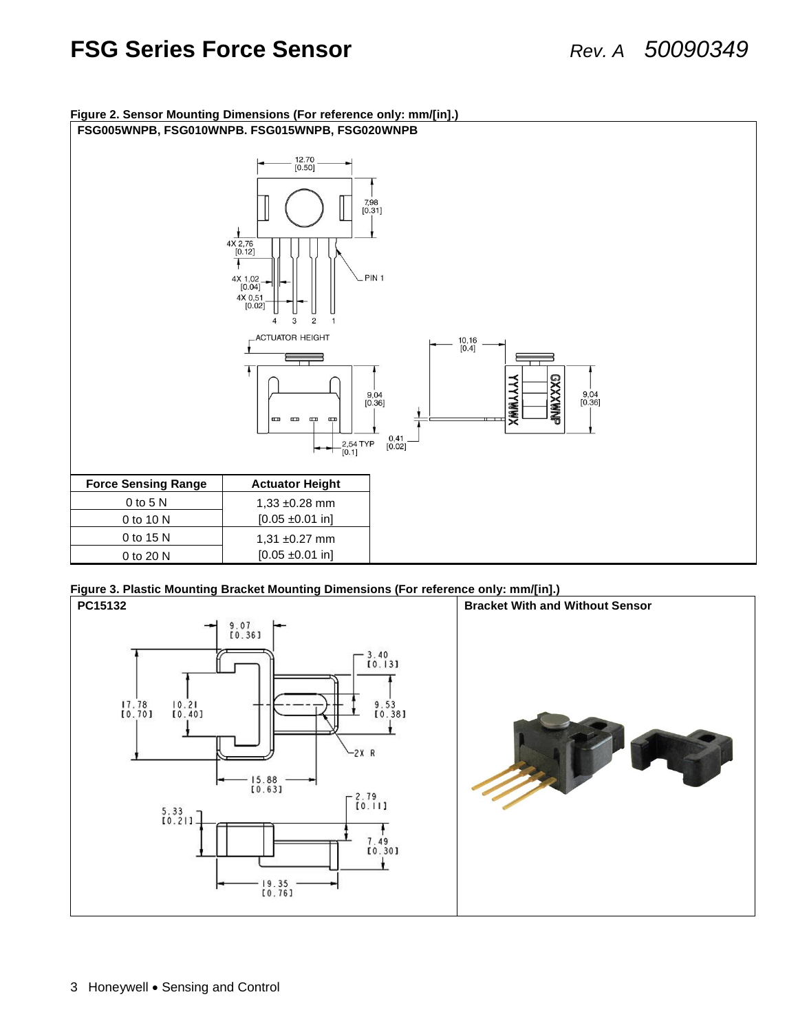**Figure 2. Sensor Mounting Dimensions (For reference only: mm/[in].)**

**FSG005WNPB, FSG010WNPB. FSG015WNPB, FSG020WNPB**

| Force Sensing Range | Actuator Height |
|---|---|
| 0 to 5 N | 1,33 ±0.28 mm |
| 0 to 10 N | [0.05 ±0.01 in] |
| 0 to 15 N | 1,31 ±0.27 mm |
| 0 to 20 N | [0.05 ±0.01 in] |

**Figure 3. Plastic Mounting Bracket Mounting Dimensions (For reference only: mm/[in].)**

**PC15132**

**Bracket With and Without Sensor**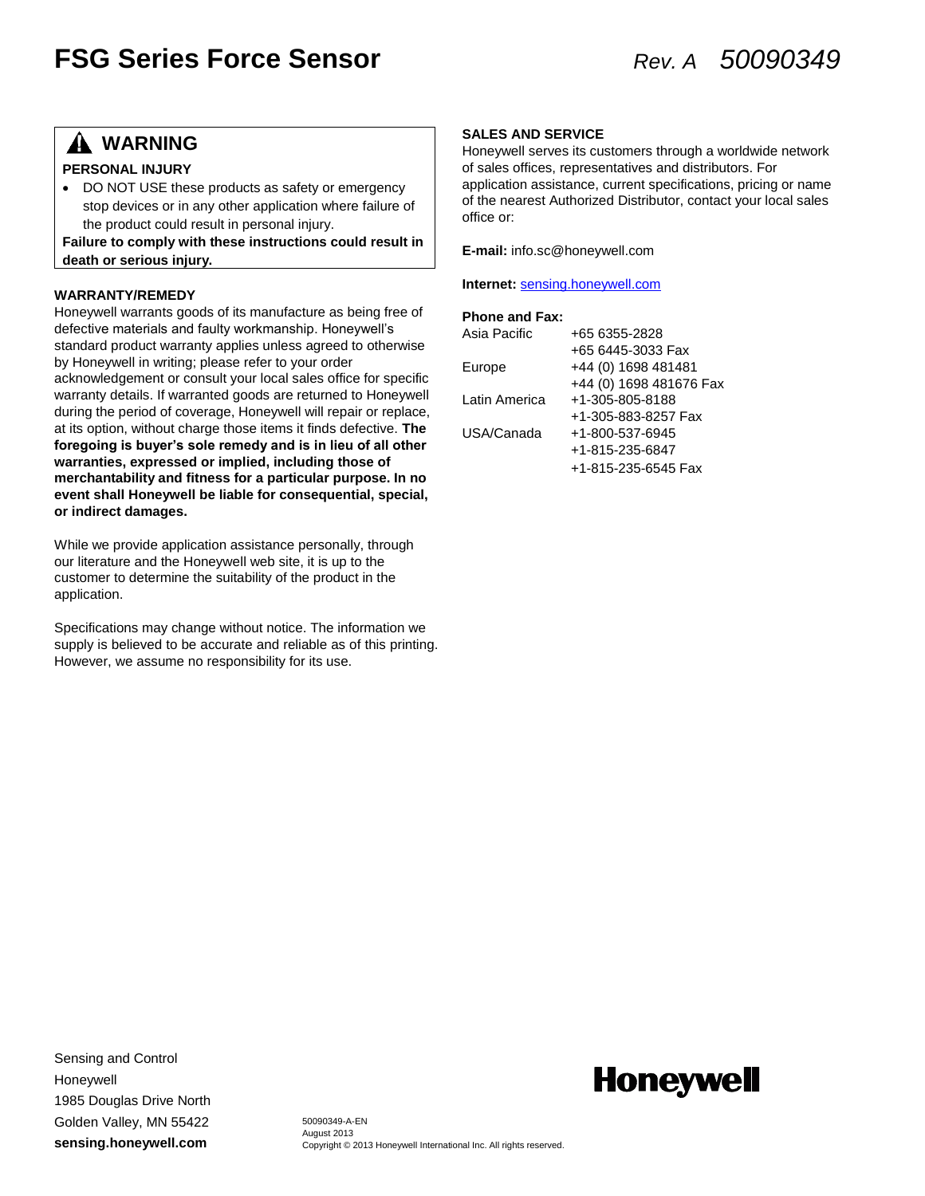# FSG Series Force Sensor

*Rev. A 50090349*

## ⚠ WARNING

**PERSONAL INJURY**

- DO NOT USE these products as safety or emergency stop devices or in any other application where failure of the product could result in personal injury.

**Failure to comply with these instructions could result in death or serious injury.**

**WARRANTY/REMEDY**

Honeywell warrants goods of its manufacture as being free of defective materials and faulty workmanship. Honeywell's standard product warranty applies unless agreed to otherwise by Honeywell in writing; please refer to your order acknowledgement or consult your local sales office for specific warranty details. If warranted goods are returned to Honeywell during the period of coverage, Honeywell will repair or replace, at its option, without charge those items it finds defective. **The foregoing is buyer's sole remedy and is in lieu of all other warranties, expressed or implied, including those of merchantability and fitness for a particular purpose. In no event shall Honeywell be liable for consequential, special, or indirect damages.**

While we provide application assistance personally, through our literature and the Honeywell web site, it is up to the customer to determine the suitability of the product in the application.

Specifications may change without notice. The information we supply is believed to be accurate and reliable as of this printing. However, we assume no responsibility for its use.

**SALES AND SERVICE**

Honeywell serves its customers through a worldwide network of sales offices, representatives and distributors. For application assistance, current specifications, pricing or name of the nearest Authorized Distributor, contact your local sales office or:

**E-mail:** info.sc@honeywell.com

**Internet:** sensing.honeywell.com

**Phone and Fax:**

| | |
|---|---|
| Asia Pacific | +65 6355-2828 |
| | +65 6445-3033 Fax |
| Europe | +44 (0) 1698 481481 |
| | +44 (0) 1698 481676 Fax |
| Latin America | +1-305-805-8188 |
| | +1-305-883-8257 Fax |
| USA/Canada | +1-800-537-6945 |
| | +1-815-235-6847 |
| | +1-815-235-6545 Fax |

Sensing and Control
Honeywell
1985 Douglas Drive North
Golden Valley, MN 55422
**sensing.honeywell.com**

50090349-A-EN
August 2013
Copyright © 2013 Honeywell International Inc. All rights reserved.

**Honeywell**